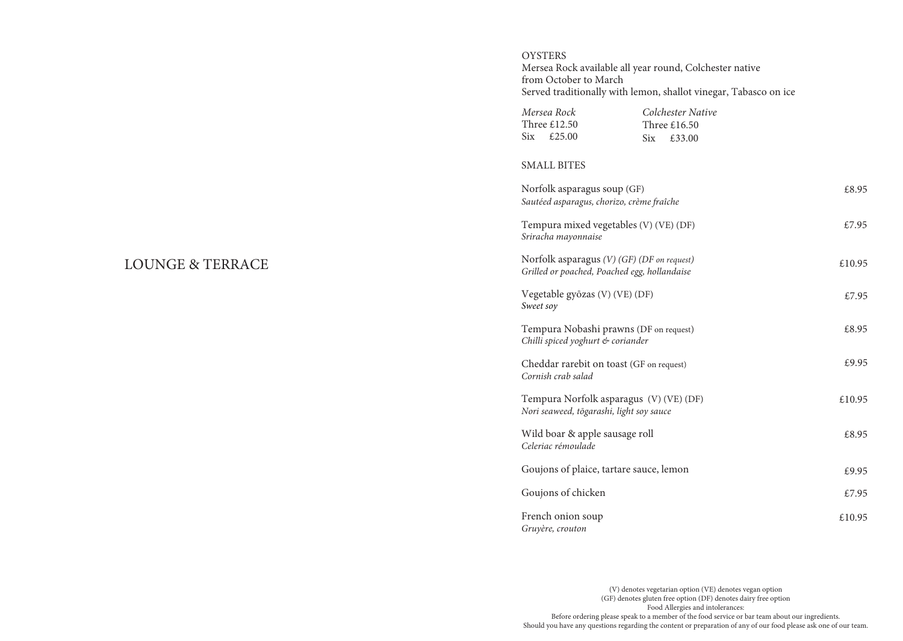# LOUNGE & TERRACE

## OYSTERS

Mersea Rock available all year round, Colchester native from October to March
Served traditionally with lemon, shallot vinegar, Tabasco on ice

| *Mersea Rock* | *Colchester Native* |
|---|---|
| Three £12.50 | Three £16.50 |
| Six £25.00 | Six £33.00 |

## SMALL BITES

Norfolk asparagus soup (GF) — £8.95
*Sautéed asparagus, chorizo, crème fraîche*

Tempura mixed vegetables (V) (VE) (DF) — £7.95
*Sriracha mayonnaise*

Norfolk asparagus *(V) (GF) (DF on request)* — £10.95
*Grilled or poached, Poached egg, hollandaise*

Vegetable gyōzas (V) (VE) (DF) — £7.95
*Sweet soy*

Tempura Nobashi prawns (DF on request) — £8.95
*Chilli spiced yoghurt & coriander*

Cheddar rarebit on toast (GF on request) — £9.95
*Cornish crab salad*

Tempura Norfolk asparagus (V) (VE) (DF) — £10.95
*Nori seaweed, tōgarashi, light soy sauce*

Wild boar & apple sausage roll — £8.95
*Celeriac rémoulade*

Goujons of plaice, tartare sauce, lemon — £9.95

Goujons of chicken — £7.95

French onion soup — £10.95
*Gruyère, crouton*

(V) denotes vegetarian option (VE) denotes vegan option
(GF) denotes gluten free option (DF) denotes dairy free option
Food Allergies and intolerances:
Before ordering please speak to a member of the food service or bar team about our ingredients.
Should you have any questions regarding the content or preparation of any of our food please ask one of our team.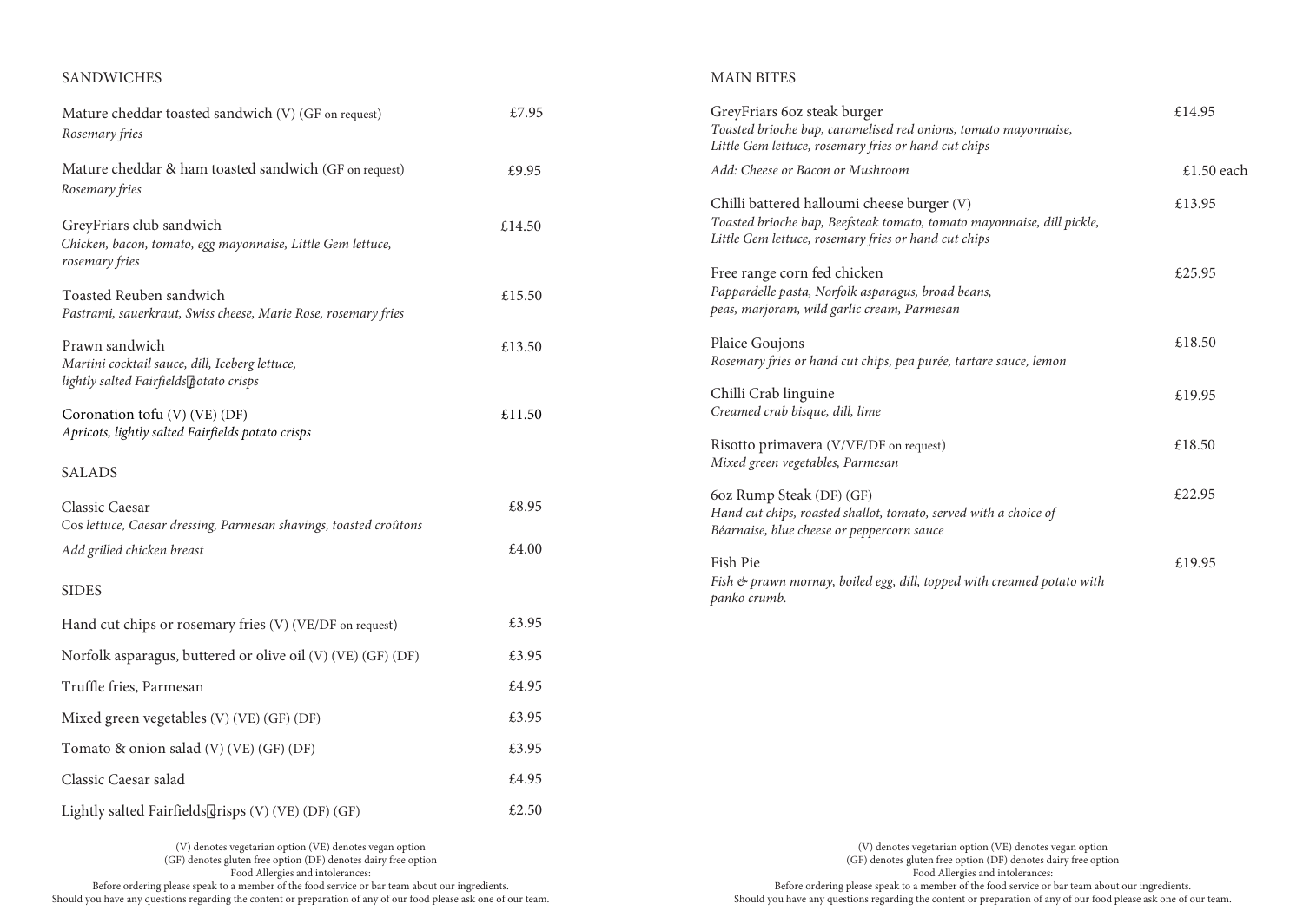## SANDWICHES

Mature cheddar toasted sandwich (V) (GF on request) — £7.95
*Rosemary fries*

Mature cheddar & ham toasted sandwich (GF on request) — £9.95
*Rosemary fries*

GreyFriars club sandwich — £14.50
*Chicken, bacon, tomato, egg mayonnaise, Little Gem lettuce, rosemary fries*

Toasted Reuben sandwich — £15.50
*Pastrami, sauerkraut, Swiss cheese, Marie Rose, rosemary fries*

Prawn sandwich — £13.50
*Martini cocktail sauce, dill, Iceberg lettuce, lightly salted Fairfields potato crisps*

Coronation tofu (V) (VE) (DF) — £11.50
*Apricots, lightly salted Fairfields potato crisps*

## SALADS

Classic Caesar — £8.95
Cos *lettuce, Caesar dressing, Parmesan shavings, toasted croûtons*

*Add grilled chicken breast* — £4.00

## SIDES

Hand cut chips or rosemary fries (V) (VE/DF on request) — £3.95

Norfolk asparagus, buttered or olive oil (V) (VE) (GF) (DF) — £3.95

Truffle fries, Parmesan — £4.95

Mixed green vegetables (V) (VE) (GF) (DF) — £3.95

Tomato & onion salad (V) (VE) (GF) (DF) — £3.95

Classic Caesar salad — £4.95

Lightly salted Fairfields crisps (V) (VE) (DF) (GF) — £2.50

(V) denotes vegetarian option (VE) denotes vegan option
(GF) denotes gluten free option (DF) denotes dairy free option
Food Allergies and intolerances:
Before ordering please speak to a member of the food service or bar team about our ingredients.
Should you have any questions regarding the content or preparation of any of our food please ask one of our team.

## MAIN BITES

GreyFriars 6oz steak burger — £14.95
*Toasted brioche bap, caramelised red onions, tomato mayonnaise, Little Gem lettuce, rosemary fries or hand cut chips*

*Add: Cheese or Bacon or Mushroom* — £1.50 each

Chilli battered halloumi cheese burger (V) — £13.95
*Toasted brioche bap, Beefsteak tomato, tomato mayonnaise, dill pickle, Little Gem lettuce, rosemary fries or hand cut chips*

Free range corn fed chicken — £25.95
*Pappardelle pasta, Norfolk asparagus, broad beans, peas, marjoram, wild garlic cream, Parmesan*

Plaice Goujons — £18.50
*Rosemary fries or hand cut chips, pea purée, tartare sauce, lemon*

Chilli Crab linguine — £19.95
*Creamed crab bisque, dill, lime*

Risotto primavera (V/VE/DF on request) — £18.50
*Mixed green vegetables, Parmesan*

6oz Rump Steak (DF) (GF) — £22.95
*Hand cut chips, roasted shallot, tomato, served with a choice of Béarnaise, blue cheese or peppercorn sauce*

Fish Pie — £19.95
*Fish & prawn mornay, boiled egg, dill, topped with creamed potato with panko crumb.*

(V) denotes vegetarian option (VE) denotes vegan option
(GF) denotes gluten free option (DF) denotes dairy free option
Food Allergies and intolerances:
Before ordering please speak to a member of the food service or bar team about our ingredients.
Should you have any questions regarding the content or preparation of any of our food please ask one of our team.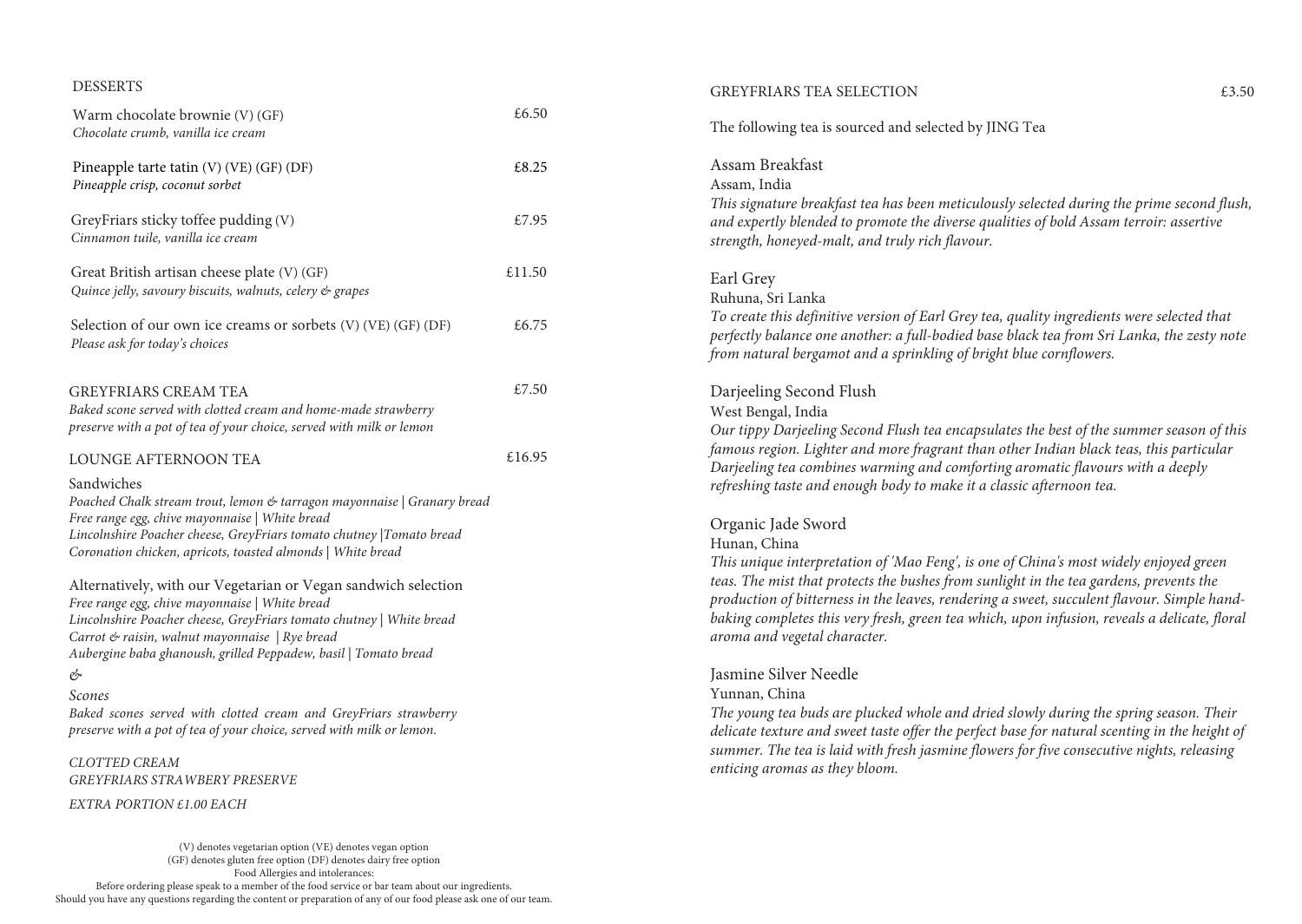## DESSERTS

Warm chocolate brownie (V) (GF) — £6.50
*Chocolate crumb, vanilla ice cream*

Pineapple tarte tatin (V) (VE) (GF) (DF) — £8.25
*Pineapple crisp, coconut sorbet*

GreyFriars sticky toffee pudding (V) — £7.95
*Cinnamon tuile, vanilla ice cream*

Great British artisan cheese plate (V) (GF) — £11.50
*Quince jelly, savoury biscuits, walnuts, celery & grapes*

Selection of our own ice creams or sorbets (V) (VE) (GF) (DF) — £6.75
*Please ask for today's choices*

## GREYFRIARS CREAM TEA — £7.50

*Baked scone served with clotted cream and home-made strawberry preserve with a pot of tea of your choice, served with milk or lemon*

## LOUNGE AFTERNOON TEA — £16.95

### Sandwiches

*Poached Chalk stream trout, lemon & tarragon mayonnaise | Granary bread*
*Free range egg, chive mayonnaise | White bread*
*Lincolnshire Poacher cheese, GreyFriars tomato chutney |Tomato bread*
*Coronation chicken, apricots, toasted almonds | White bread*

### Alternatively, with our Vegetarian or Vegan sandwich selection

*Free range egg, chive mayonnaise | White bread*
*Lincolnshire Poacher cheese, GreyFriars tomato chutney | White bread*
*Carrot & raisin, walnut mayonnaise | Rye bread*
*Aubergine baba ghanoush, grilled Peppadew, basil | Tomato bread*

*&*

*Scones*

*Baked scones served with clotted cream and GreyFriars strawberry preserve with a pot of tea of your choice, served with milk or lemon.*

*CLOTTED CREAM*
*GREYFRIARS STRAWBERRY PRESERVE*

*EXTRA PORTION £1.00 EACH*

(V) denotes vegetarian option (VE) denotes vegan option
(GF) denotes gluten free option (DF) denotes dairy free option
Food Allergies and intolerances:
Before ordering please speak to a member of the food service or bar team about our ingredients.
Should you have any questions regarding the content or preparation of any of our food please ask one of our team.

## GREYFRIARS TEA SELECTION — £3.50

The following tea is sourced and selected by JING Tea

### Assam Breakfast

Assam, India

*This signature breakfast tea has been meticulously selected during the prime second flush, and expertly blended to promote the diverse qualities of bold Assam terroir: assertive strength, honeyed-malt, and truly rich flavour.*

### Earl Grey

Ruhuna, Sri Lanka

*To create this definitive version of Earl Grey tea, quality ingredients were selected that perfectly balance one another: a full-bodied base black tea from Sri Lanka, the zesty note from natural bergamot and a sprinkling of bright blue cornflowers.*

### Darjeeling Second Flush

West Bengal, India

*Our tippy Darjeeling Second Flush tea encapsulates the best of the summer season of this famous region. Lighter and more fragrant than other Indian black teas, this particular Darjeeling tea combines warming and comforting aromatic flavours with a deeply refreshing taste and enough body to make it a classic afternoon tea.*

### Organic Jade Sword

Hunan, China

*This unique interpretation of 'Mao Feng', is one of China's most widely enjoyed green teas. The mist that protects the bushes from sunlight in the tea gardens, prevents the production of bitterness in the leaves, rendering a sweet, succulent flavour. Simple hand-baking completes this very fresh, green tea which, upon infusion, reveals a delicate, floral aroma and vegetal character.*

### Jasmine Silver Needle

Yunnan, China

*The young tea buds are plucked whole and dried slowly during the spring season. Their delicate texture and sweet taste offer the perfect base for natural scenting in the height of summer. The tea is laid with fresh jasmine flowers for five consecutive nights, releasing enticing aromas as they bloom.*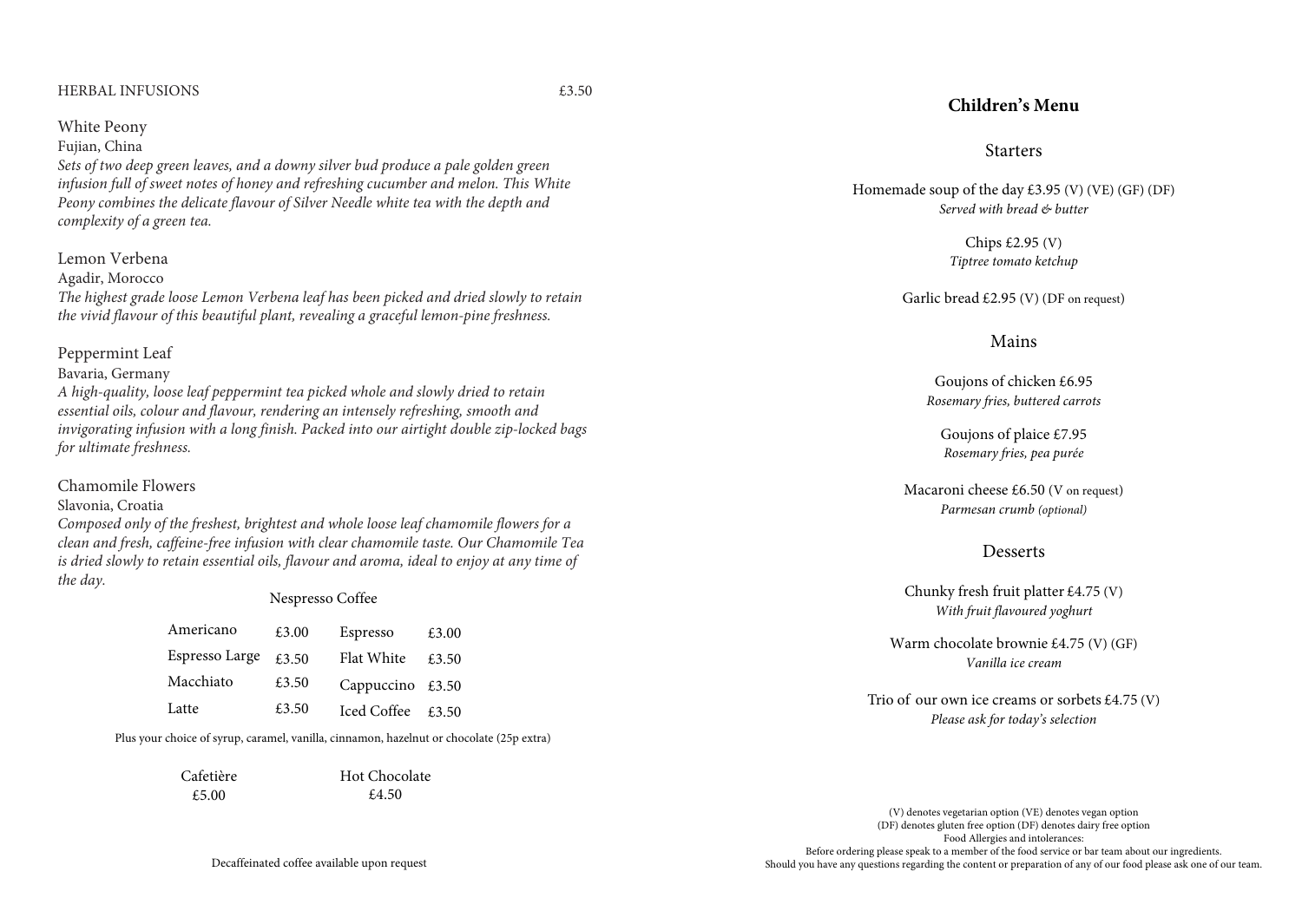HERBAL INFUSIONS £3.50

White Peony

Fujian, China

*Sets of two deep green leaves, and a downy silver bud produce a pale golden green infusion full of sweet notes of honey and refreshing cucumber and melon. This White Peony combines the delicate flavour of Silver Needle white tea with the depth and complexity of a green tea.*

Lemon Verbena

Agadir, Morocco

*The highest grade loose Lemon Verbena leaf has been picked and dried slowly to retain the vivid flavour of this beautiful plant, revealing a graceful lemon-pine freshness.*

Peppermint Leaf

Bavaria, Germany

*A high-quality, loose leaf peppermint tea picked whole and slowly dried to retain essential oils, colour and flavour, rendering an intensely refreshing, smooth and invigorating infusion with a long finish. Packed into our airtight double zip-locked bags for ultimate freshness.*

Chamomile Flowers

Slavonia, Croatia

*Composed only of the freshest, brightest and whole loose leaf chamomile flowers for a clean and fresh, caffeine-free infusion with clear chamomile taste. Our Chamomile Tea is dried slowly to retain essential oils, flavour and aroma, ideal to enjoy at any time of the day.*

Nespresso Coffee

| | | | |
|---|---|---|---|
| Americano | £3.00 | Espresso | £3.00 |
| Espresso Large | £3.50 | Flat White | £3.50 |
| Macchiato | £3.50 | Cappuccino | £3.50 |
| Latte | £3.50 | Iced Coffee | £3.50 |

Plus your choice of syrup, caramel, vanilla, cinnamon, hazelnut or chocolate (25p extra)

Cafetière
£5.00

Hot Chocolate
£4.50

Decaffeinated coffee available upon request

## Children's Menu

### Starters

Homemade soup of the day £3.95 (V) (VE) (GF) (DF)
*Served with bread & butter*

Chips £2.95 (V)
*Tiptree tomato ketchup*

Garlic bread £2.95 (V) (DF on request)

### Mains

Goujons of chicken £6.95
*Rosemary fries, buttered carrots*

Goujons of plaice £7.95
*Rosemary fries, pea purée*

Macaroni cheese £6.50 (V on request)
*Parmesan crumb (optional)*

### Desserts

Chunky fresh fruit platter £4.75 (V)
*With fruit flavoured yoghurt*

Warm chocolate brownie £4.75 (V) (GF)
*Vanilla ice cream*

Trio of our own ice creams or sorbets £4.75 (V)
*Please ask for today's selection*

(V) denotes vegetarian option (VE) denotes vegan option
(DF) denotes gluten free option (DF) denotes dairy free option
Food Allergies and intolerances:
Before ordering please speak to a member of the food service or bar team about our ingredients.
Should you have any questions regarding the content or preparation of any of our food please ask one of our team.